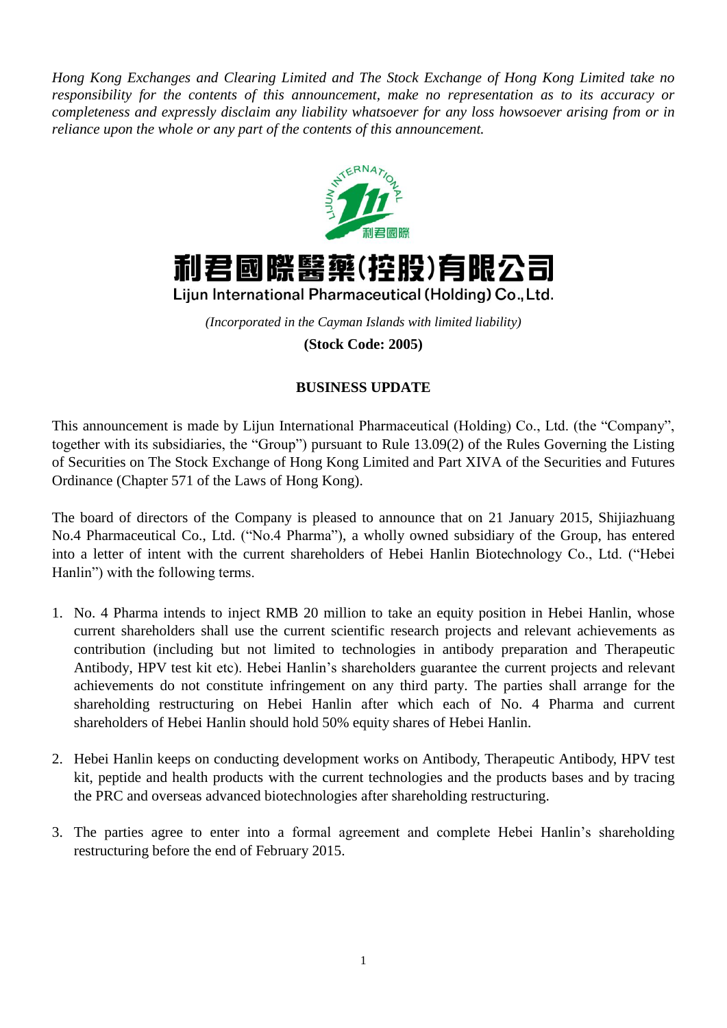*Hong Kong Exchanges and Clearing Limited and The Stock Exchange of Hong Kong Limited take no responsibility for the contents of this announcement, make no representation as to its accuracy or completeness and expressly disclaim any liability whatsoever for any loss howsoever arising from or in reliance upon the whole or any part of the contents of this announcement.*

# 利君國際醫藥(控股)有限公司

## Lijun International Pharmaceutical (Holding) Co., Ltd.

*(Incorporated in the Cayman Islands with limited liability)*

**(Stock Code: 2005)**

### BUSINESS UPDATE

This announcement is made by Lijun International Pharmaceutical (Holding) Co., Ltd. (the "Company", together with its subsidiaries, the "Group") pursuant to Rule 13.09(2) of the Rules Governing the Listing of Securities on The Stock Exchange of Hong Kong Limited and Part XIVA of the Securities and Futures Ordinance (Chapter 571 of the Laws of Hong Kong).

The board of directors of the Company is pleased to announce that on 21 January 2015, Shijiazhuang No.4 Pharmaceutical Co., Ltd. ("No.4 Pharma"), a wholly owned subsidiary of the Group, has entered into a letter of intent with the current shareholders of Hebei Hanlin Biotechnology Co., Ltd. ("Hebei Hanlin") with the following terms.

1. No. 4 Pharma intends to inject RMB 20 million to take an equity position in Hebei Hanlin, whose current shareholders shall use the current scientific research projects and relevant achievements as contribution (including but not limited to technologies in antibody preparation and Therapeutic Antibody, HPV test kit etc). Hebei Hanlin's shareholders guarantee the current projects and relevant achievements do not constitute infringement on any third party. The parties shall arrange for the shareholding restructuring on Hebei Hanlin after which each of No. 4 Pharma and current shareholders of Hebei Hanlin should hold 50% equity shares of Hebei Hanlin.

2. Hebei Hanlin keeps on conducting development works on Antibody, Therapeutic Antibody, HPV test kit, peptide and health products with the current technologies and the products bases and by tracing the PRC and overseas advanced biotechnologies after shareholding restructuring.

3. The parties agree to enter into a formal agreement and complete Hebei Hanlin's shareholding restructuring before the end of February 2015.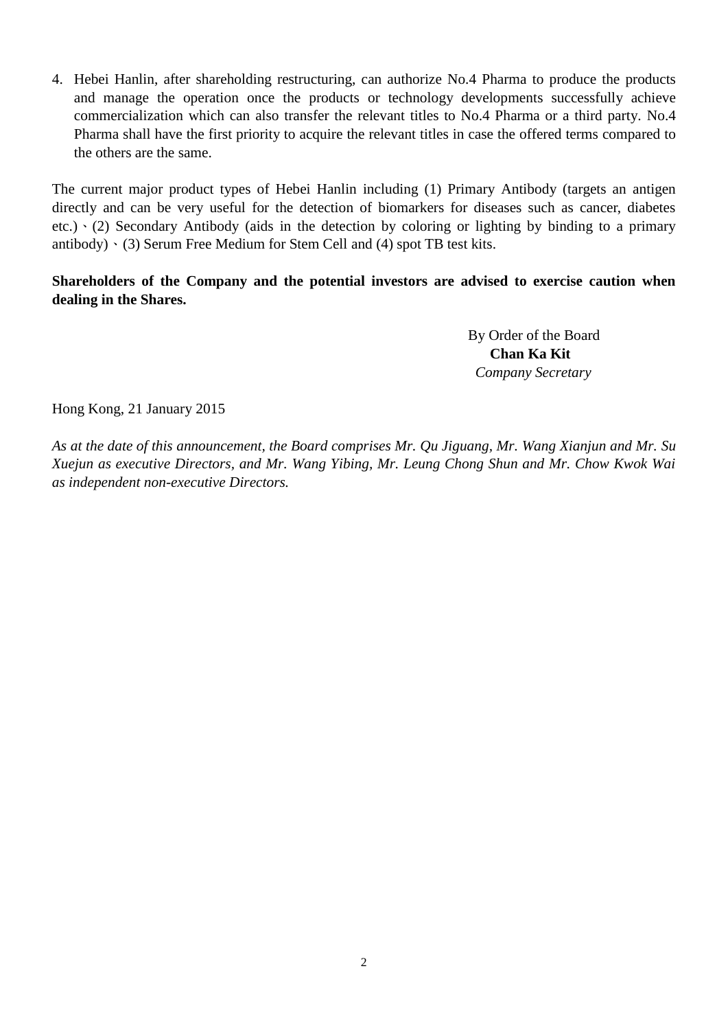4. Hebei Hanlin, after shareholding restructuring, can authorize No.4 Pharma to produce the products and manage the operation once the products or technology developments successfully achieve commercialization which can also transfer the relevant titles to No.4 Pharma or a third party. No.4 Pharma shall have the first priority to acquire the relevant titles in case the offered terms compared to the others are the same.

The current major product types of Hebei Hanlin including (1) Primary Antibody (targets an antigen directly and can be very useful for the detection of biomarkers for diseases such as cancer, diabetes etc.)、(2) Secondary Antibody (aids in the detection by coloring or lighting by binding to a primary antibody)、(3) Serum Free Medium for Stem Cell and (4) spot TB test kits.

**Shareholders of the Company and the potential investors are advised to exercise caution when dealing in the Shares.**

By Order of the Board
**Chan Ka Kit**
*Company Secretary*

Hong Kong, 21 January 2015

*As at the date of this announcement, the Board comprises Mr. Qu Jiguang, Mr. Wang Xianjun and Mr. Su Xuejun as executive Directors, and Mr. Wang Yibing, Mr. Leung Chong Shun and Mr. Chow Kwok Wai as independent non-executive Directors.*